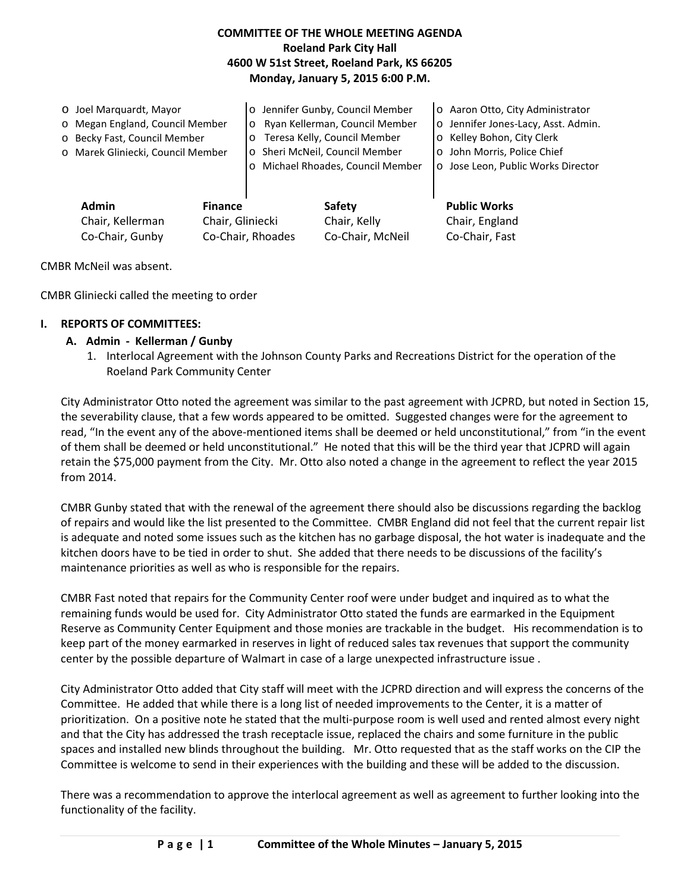# COMMITTEE OF THE WHOLE MEETING AGENDA
**Roeland Park City Hall**
**4600 W 51st Street, Roeland Park, KS 66205**
**Monday, January 5, 2015 6:00 P.M.**

- Joel Marquardt, Mayor
- Megan England, Council Member
- Becky Fast, Council Member
- Marek Gliniecki, Council Member
- Jennifer Gunby, Council Member
- Ryan Kellerman, Council Member
- Teresa Kelly, Council Member
- Sheri McNeil, Council Member
- Michael Rhoades, Council Member
- Aaron Otto, City Administrator
- Jennifer Jones-Lacy, Asst. Admin.
- Kelley Bohon, City Clerk
- John Morris, Police Chief
- Jose Leon, Public Works Director

| Admin | Finance | Safety | Public Works |
|---|---|---|---|
| Chair, Kellerman | Chair, Gliniecki | Chair, Kelly | Chair, England |
| Co-Chair, Gunby | Co-Chair, Rhoades | Co-Chair, McNeil | Co-Chair, Fast |

CMBR McNeil was absent.

CMBR Gliniecki called the meeting to order

## I. REPORTS OF COMMITTEES:

### A. Admin - Kellerman / Gunby

1. Interlocal Agreement with the Johnson County Parks and Recreations District for the operation of the Roeland Park Community Center

City Administrator Otto noted the agreement was similar to the past agreement with JCPRD, but noted in Section 15, the severability clause, that a few words appeared to be omitted. Suggested changes were for the agreement to read, "In the event any of the above-mentioned items shall be deemed or held unconstitutional," from "in the event of them shall be deemed or held unconstitutional." He noted that this will be the third year that JCPRD will again retain the $75,000 payment from the City. Mr. Otto also noted a change in the agreement to reflect the year 2015 from 2014.

CMBR Gunby stated that with the renewal of the agreement there should also be discussions regarding the backlog of repairs and would like the list presented to the Committee. CMBR England did not feel that the current repair list is adequate and noted some issues such as the kitchen has no garbage disposal, the hot water is inadequate and the kitchen doors have to be tied in order to shut. She added that there needs to be discussions of the facility's maintenance priorities as well as who is responsible for the repairs.

CMBR Fast noted that repairs for the Community Center roof were under budget and inquired as to what the remaining funds would be used for. City Administrator Otto stated the funds are earmarked in the Equipment Reserve as Community Center Equipment and those monies are trackable in the budget. His recommendation is to keep part of the money earmarked in reserves in light of reduced sales tax revenues that support the community center by the possible departure of Walmart in case of a large unexpected infrastructure issue .

City Administrator Otto added that City staff will meet with the JCPRD direction and will express the concerns of the Committee. He added that while there is a long list of needed improvements to the Center, it is a matter of prioritization. On a positive note he stated that the multi-purpose room is well used and rented almost every night and that the City has addressed the trash receptacle issue, replaced the chairs and some furniture in the public spaces and installed new blinds throughout the building. Mr. Otto requested that as the staff works on the CIP the Committee is welcome to send in their experiences with the building and these will be added to the discussion.

There was a recommendation to approve the interlocal agreement as well as agreement to further looking into the functionality of the facility.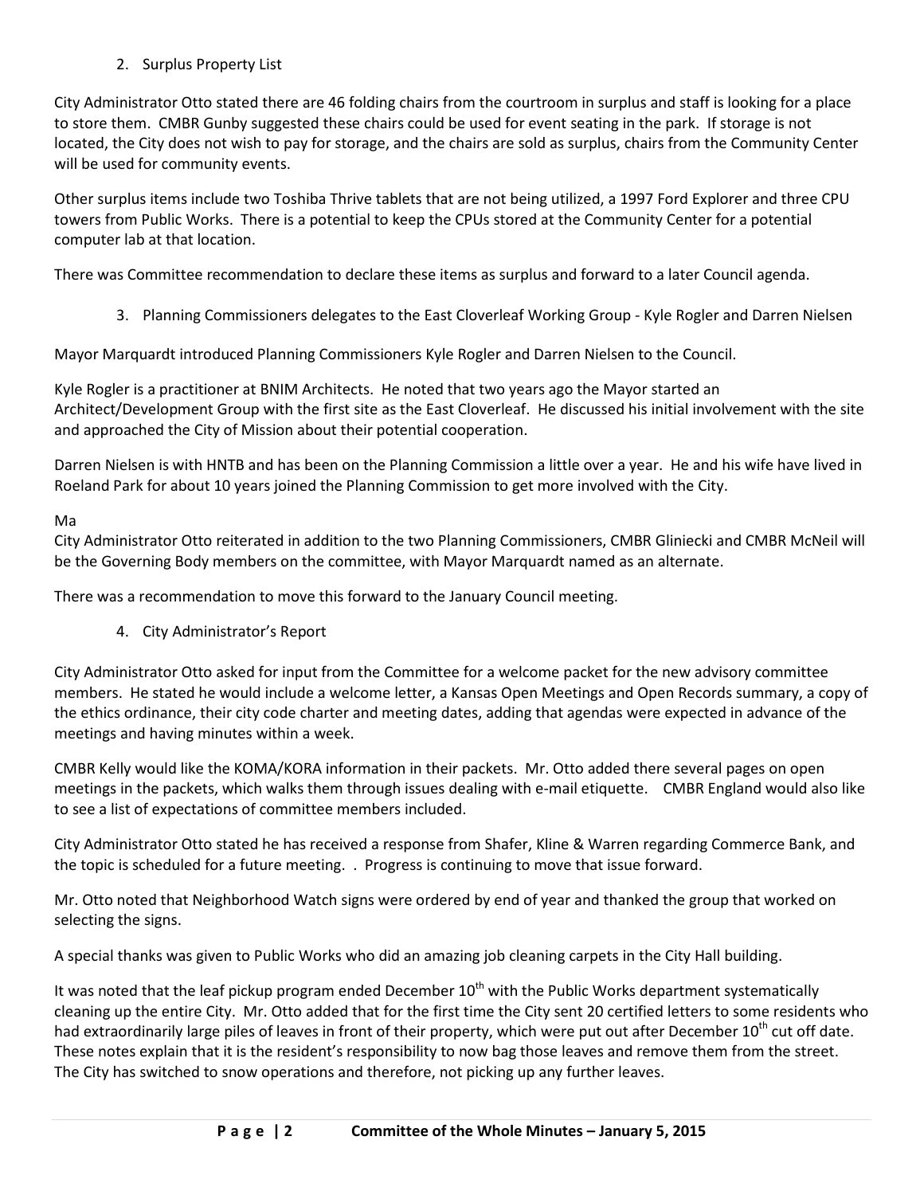2. Surplus Property List

City Administrator Otto stated there are 46 folding chairs from the courtroom in surplus and staff is looking for a place to store them. CMBR Gunby suggested these chairs could be used for event seating in the park. If storage is not located, the City does not wish to pay for storage, and the chairs are sold as surplus, chairs from the Community Center will be used for community events.

Other surplus items include two Toshiba Thrive tablets that are not being utilized, a 1997 Ford Explorer and three CPU towers from Public Works. There is a potential to keep the CPUs stored at the Community Center for a potential computer lab at that location.

There was Committee recommendation to declare these items as surplus and forward to a later Council agenda.

3. Planning Commissioners delegates to the East Cloverleaf Working Group - Kyle Rogler and Darren Nielsen

Mayor Marquardt introduced Planning Commissioners Kyle Rogler and Darren Nielsen to the Council.

Kyle Rogler is a practitioner at BNIM Architects. He noted that two years ago the Mayor started an Architect/Development Group with the first site as the East Cloverleaf. He discussed his initial involvement with the site and approached the City of Mission about their potential cooperation.

Darren Nielsen is with HNTB and has been on the Planning Commission a little over a year. He and his wife have lived in Roeland Park for about 10 years joined the Planning Commission to get more involved with the City.

Ma

City Administrator Otto reiterated in addition to the two Planning Commissioners, CMBR Gliniecki and CMBR McNeil will be the Governing Body members on the committee, with Mayor Marquardt named as an alternate.

There was a recommendation to move this forward to the January Council meeting.

4. City Administrator's Report

City Administrator Otto asked for input from the Committee for a welcome packet for the new advisory committee members. He stated he would include a welcome letter, a Kansas Open Meetings and Open Records summary, a copy of the ethics ordinance, their city code charter and meeting dates, adding that agendas were expected in advance of the meetings and having minutes within a week.

CMBR Kelly would like the KOMA/KORA information in their packets. Mr. Otto added there several pages on open meetings in the packets, which walks them through issues dealing with e-mail etiquette. CMBR England would also like to see a list of expectations of committee members included.

City Administrator Otto stated he has received a response from Shafer, Kline & Warren regarding Commerce Bank, and the topic is scheduled for a future meeting. . Progress is continuing to move that issue forward.

Mr. Otto noted that Neighborhood Watch signs were ordered by end of year and thanked the group that worked on selecting the signs.

A special thanks was given to Public Works who did an amazing job cleaning carpets in the City Hall building.

It was noted that the leaf pickup program ended December 10th with the Public Works department systematically cleaning up the entire City. Mr. Otto added that for the first time the City sent 20 certified letters to some residents who had extraordinarily large piles of leaves in front of their property, which were put out after December 10th cut off date. These notes explain that it is the resident's responsibility to now bag those leaves and remove them from the street. The City has switched to snow operations and therefore, not picking up any further leaves.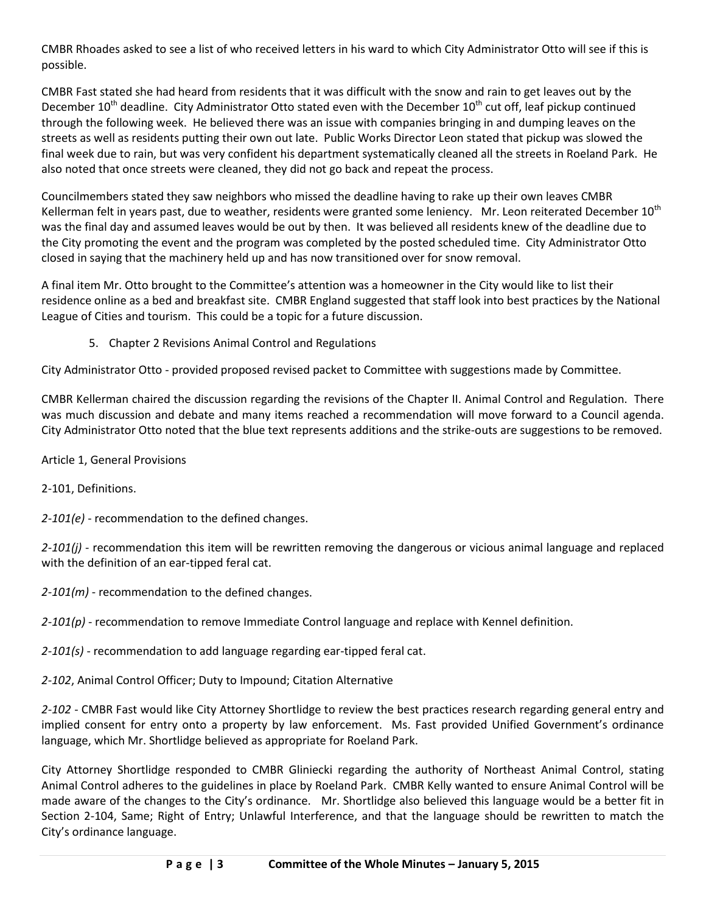CMBR Rhoades asked to see a list of who received letters in his ward to which City Administrator Otto will see if this is possible.

CMBR Fast stated she had heard from residents that it was difficult with the snow and rain to get leaves out by the December 10th deadline. City Administrator Otto stated even with the December 10th cut off, leaf pickup continued through the following week. He believed there was an issue with companies bringing in and dumping leaves on the streets as well as residents putting their own out late. Public Works Director Leon stated that pickup was slowed the final week due to rain, but was very confident his department systematically cleaned all the streets in Roeland Park. He also noted that once streets were cleaned, they did not go back and repeat the process.

Councilmembers stated they saw neighbors who missed the deadline having to rake up their own leaves CMBR Kellerman felt in years past, due to weather, residents were granted some leniency. Mr. Leon reiterated December 10th was the final day and assumed leaves would be out by then. It was believed all residents knew of the deadline due to the City promoting the event and the program was completed by the posted scheduled time. City Administrator Otto closed in saying that the machinery held up and has now transitioned over for snow removal.

A final item Mr. Otto brought to the Committee's attention was a homeowner in the City would like to list their residence online as a bed and breakfast site. CMBR England suggested that staff look into best practices by the National League of Cities and tourism. This could be a topic for a future discussion.

5. Chapter 2 Revisions Animal Control and Regulations

City Administrator Otto - provided proposed revised packet to Committee with suggestions made by Committee.

CMBR Kellerman chaired the discussion regarding the revisions of the Chapter II. Animal Control and Regulation. There was much discussion and debate and many items reached a recommendation will move forward to a Council agenda. City Administrator Otto noted that the blue text represents additions and the strike-outs are suggestions to be removed.

Article 1, General Provisions

2-101, Definitions.

*2-101(e)* - recommendation to the defined changes.

*2-101(j)* - recommendation this item will be rewritten removing the dangerous or vicious animal language and replaced with the definition of an ear-tipped feral cat.

*2-101(m)* - recommendation to the defined changes.

*2-101(p)* - recommendation to remove Immediate Control language and replace with Kennel definition.

*2-101(s)* - recommendation to add language regarding ear-tipped feral cat.

*2-102*, Animal Control Officer; Duty to Impound; Citation Alternative

*2-102* - CMBR Fast would like City Attorney Shortlidge to review the best practices research regarding general entry and implied consent for entry onto a property by law enforcement. Ms. Fast provided Unified Government's ordinance language, which Mr. Shortlidge believed as appropriate for Roeland Park.

City Attorney Shortlidge responded to CMBR Gliniecki regarding the authority of Northeast Animal Control, stating Animal Control adheres to the guidelines in place by Roeland Park. CMBR Kelly wanted to ensure Animal Control will be made aware of the changes to the City's ordinance. Mr. Shortlidge also believed this language would be a better fit in Section 2-104, Same; Right of Entry; Unlawful Interference, and that the language should be rewritten to match the City's ordinance language.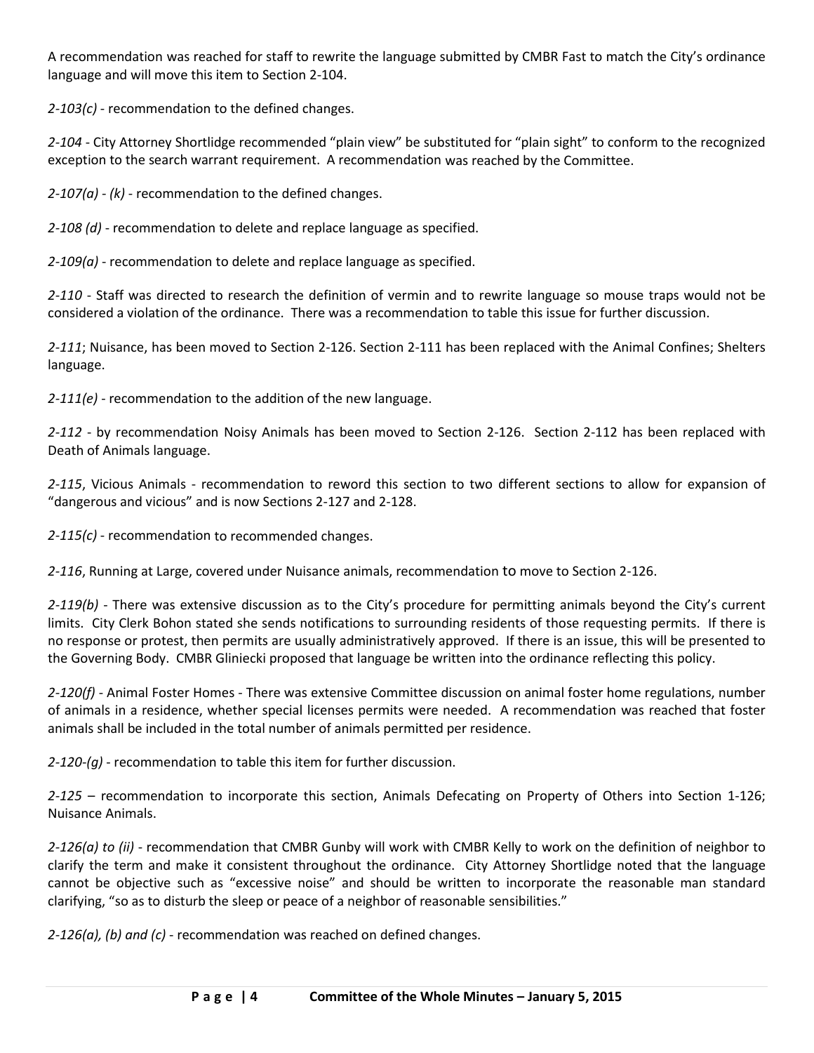A recommendation was reached for staff to rewrite the language submitted by CMBR Fast to match the City's ordinance language and will move this item to Section 2-104.

*2-103(c)* - recommendation to the defined changes.

*2-104* - City Attorney Shortlidge recommended "plain view" be substituted for "plain sight" to conform to the recognized exception to the search warrant requirement. A recommendation was reached by the Committee.

*2-107(a) - (k)* - recommendation to the defined changes.

*2-108 (d)* - recommendation to delete and replace language as specified.

*2-109(a)* - recommendation to delete and replace language as specified.

*2-110* - Staff was directed to research the definition of vermin and to rewrite language so mouse traps would not be considered a violation of the ordinance. There was a recommendation to table this issue for further discussion.

*2-111*; Nuisance, has been moved to Section 2-126. Section 2-111 has been replaced with the Animal Confines; Shelters language.

*2-111(e)* - recommendation to the addition of the new language.

*2-112* - by recommendation Noisy Animals has been moved to Section 2-126. Section 2-112 has been replaced with Death of Animals language.

*2-115*, Vicious Animals - recommendation to reword this section to two different sections to allow for expansion of "dangerous and vicious" and is now Sections 2-127 and 2-128.

*2-115(c)* - recommendation to recommended changes.

*2-116*, Running at Large, covered under Nuisance animals, recommendation to move to Section 2-126.

*2-119(b)* - There was extensive discussion as to the City's procedure for permitting animals beyond the City's current limits. City Clerk Bohon stated she sends notifications to surrounding residents of those requesting permits. If there is no response or protest, then permits are usually administratively approved. If there is an issue, this will be presented to the Governing Body. CMBR Gliniecki proposed that language be written into the ordinance reflecting this policy.

*2-120(f)* - Animal Foster Homes - There was extensive Committee discussion on animal foster home regulations, number of animals in a residence, whether special licenses permits were needed. A recommendation was reached that foster animals shall be included in the total number of animals permitted per residence.

*2-120-(g)* - recommendation to table this item for further discussion.

*2-125* – recommendation to incorporate this section, Animals Defecating on Property of Others into Section 1-126; Nuisance Animals.

*2-126(a) to (ii)* - recommendation that CMBR Gunby will work with CMBR Kelly to work on the definition of neighbor to clarify the term and make it consistent throughout the ordinance. City Attorney Shortlidge noted that the language cannot be objective such as "excessive noise" and should be written to incorporate the reasonable man standard clarifying, "so as to disturb the sleep or peace of a neighbor of reasonable sensibilities."

*2-126(a), (b) and (c)* - recommendation was reached on defined changes.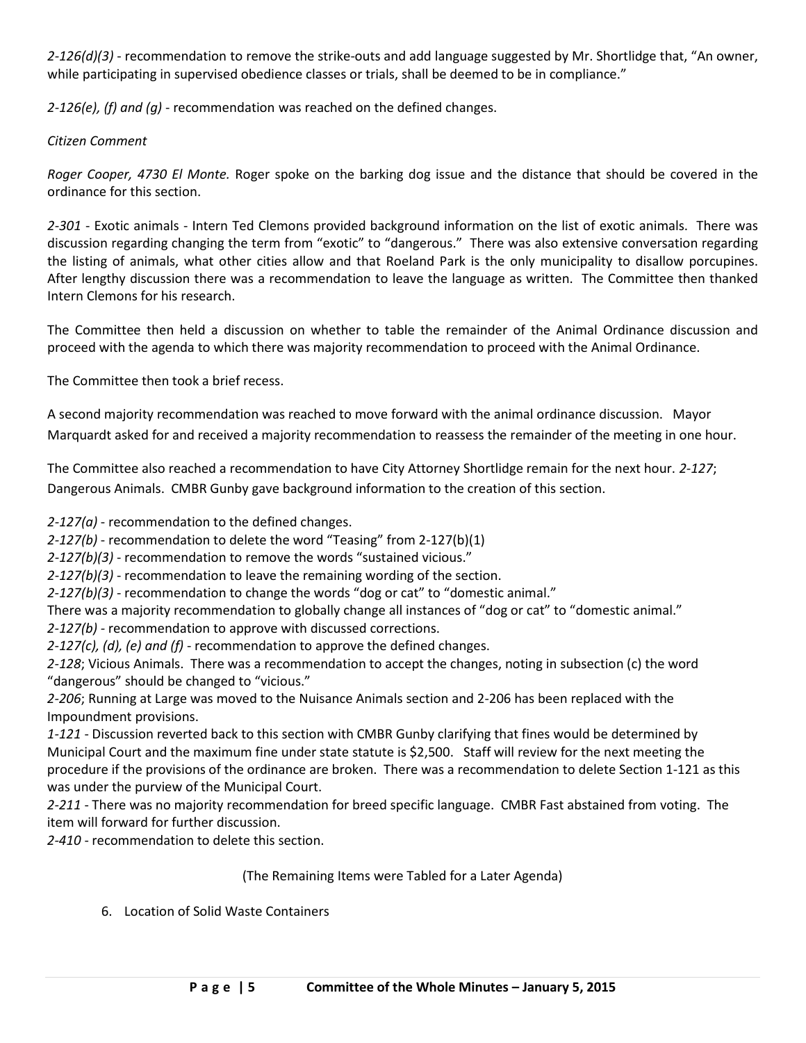*2-126(d)(3)* - recommendation to remove the strike-outs and add language suggested by Mr. Shortlidge that, "An owner, while participating in supervised obedience classes or trials, shall be deemed to be in compliance."

*2-126(e), (f) and (g)* - recommendation was reached on the defined changes.

*Citizen Comment*

*Roger Cooper, 4730 El Monte.* Roger spoke on the barking dog issue and the distance that should be covered in the ordinance for this section.

*2-301* - Exotic animals - Intern Ted Clemons provided background information on the list of exotic animals. There was discussion regarding changing the term from "exotic" to "dangerous." There was also extensive conversation regarding the listing of animals, what other cities allow and that Roeland Park is the only municipality to disallow porcupines. After lengthy discussion there was a recommendation to leave the language as written. The Committee then thanked Intern Clemons for his research.

The Committee then held a discussion on whether to table the remainder of the Animal Ordinance discussion and proceed with the agenda to which there was majority recommendation to proceed with the Animal Ordinance.

The Committee then took a brief recess.

A second majority recommendation was reached to move forward with the animal ordinance discussion. Mayor Marquardt asked for and received a majority recommendation to reassess the remainder of the meeting in one hour.

The Committee also reached a recommendation to have City Attorney Shortlidge remain for the next hour. *2-127*; Dangerous Animals. CMBR Gunby gave background information to the creation of this section.

*2-127(a)* - recommendation to the defined changes.
*2-127(b)* - recommendation to delete the word "Teasing" from 2-127(b)(1)
*2-127(b)(3)* - recommendation to remove the words "sustained vicious."
*2-127(b)(3)* - recommendation to leave the remaining wording of the section.
*2-127(b)(3)* - recommendation to change the words "dog or cat" to "domestic animal."
There was a majority recommendation to globally change all instances of "dog or cat" to "domestic animal."
*2-127(b)* - recommendation to approve with discussed corrections.
*2-127(c), (d), (e) and (f)* - recommendation to approve the defined changes.
*2-128*; Vicious Animals. There was a recommendation to accept the changes, noting in subsection (c) the word "dangerous" should be changed to "vicious."
*2-206*; Running at Large was moved to the Nuisance Animals section and 2-206 has been replaced with the Impoundment provisions.
*1-121* - Discussion reverted back to this section with CMBR Gunby clarifying that fines would be determined by Municipal Court and the maximum fine under state statute is $2,500. Staff will review for the next meeting the procedure if the provisions of the ordinance are broken. There was a recommendation to delete Section 1-121 as this was under the purview of the Municipal Court.
*2-211* - There was no majority recommendation for breed specific language. CMBR Fast abstained from voting. The item will forward for further discussion.
*2-410* - recommendation to delete this section.

(The Remaining Items were Tabled for a Later Agenda)

6. Location of Solid Waste Containers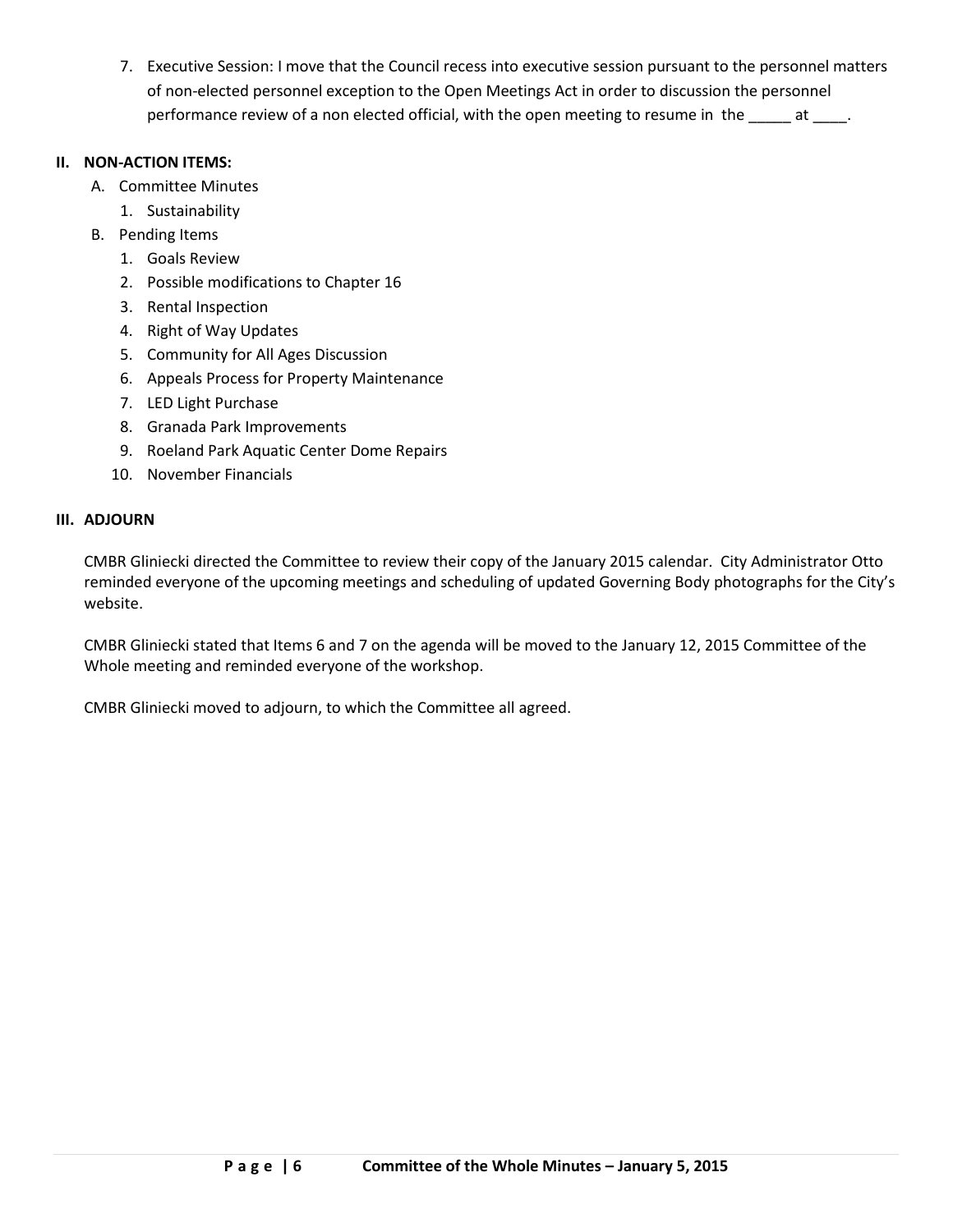7. Executive Session: I move that the Council recess into executive session pursuant to the personnel matters of non-elected personnel exception to the Open Meetings Act in order to discussion the personnel performance review of a non elected official, with the open meeting to resume in the _____ at ____.

## II. NON-ACTION ITEMS:

A. Committee Minutes
   1. Sustainability

B. Pending Items
   1. Goals Review
   2. Possible modifications to Chapter 16
   3. Rental Inspection
   4. Right of Way Updates
   5. Community for All Ages Discussion
   6. Appeals Process for Property Maintenance
   7. LED Light Purchase
   8. Granada Park Improvements
   9. Roeland Park Aquatic Center Dome Repairs
   10. November Financials

## III. ADJOURN

CMBR Gliniecki directed the Committee to review their copy of the January 2015 calendar. City Administrator Otto reminded everyone of the upcoming meetings and scheduling of updated Governing Body photographs for the City's website.

CMBR Gliniecki stated that Items 6 and 7 on the agenda will be moved to the January 12, 2015 Committee of the Whole meeting and reminded everyone of the workshop.

CMBR Gliniecki moved to adjourn, to which the Committee all agreed.